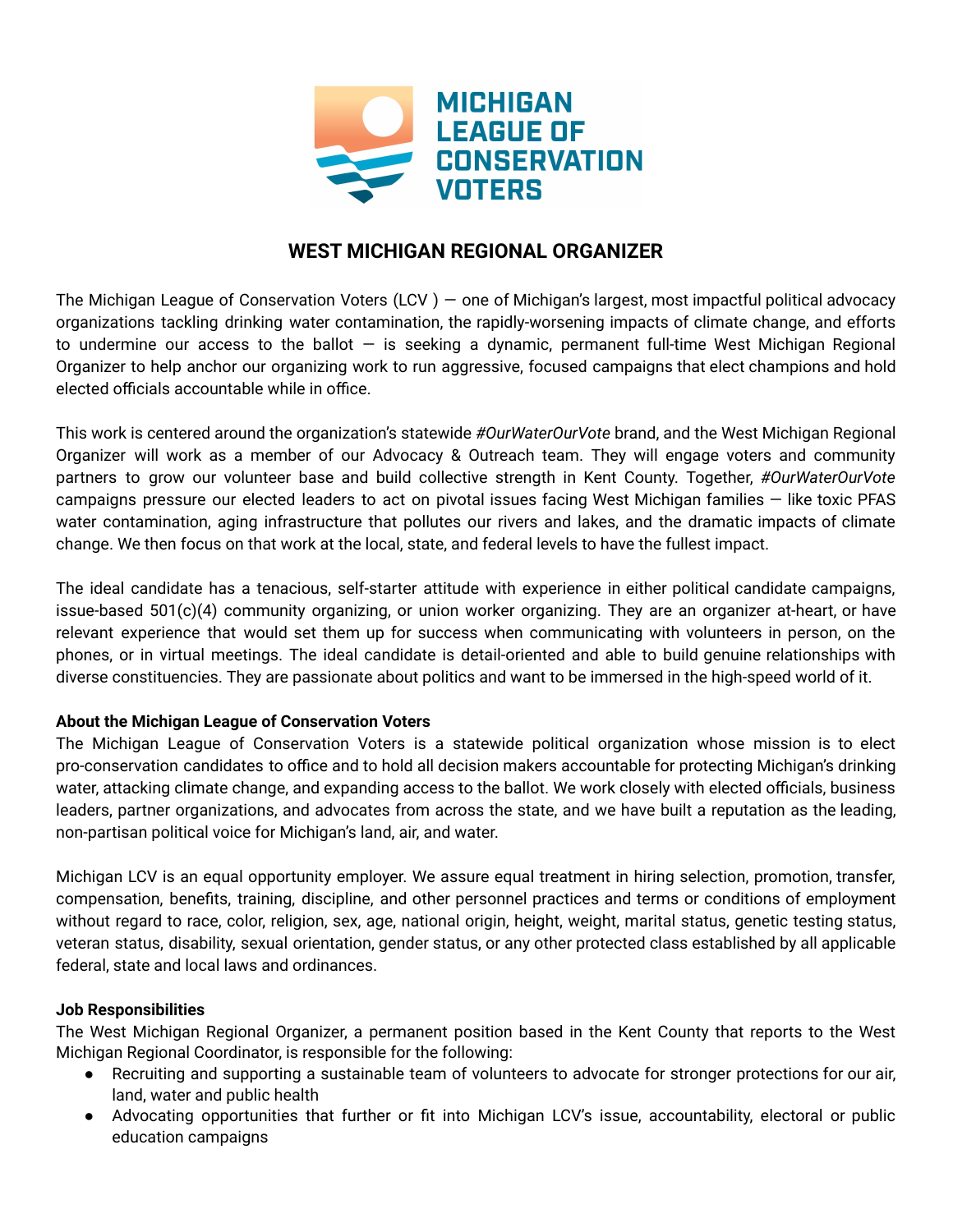MICHIGAN LEAGUE OF CONSERVATION VOTERS

# WEST MICHIGAN REGIONAL ORGANIZER

The Michigan League of Conservation Voters (LCV ) — one of Michigan's largest, most impactful political advocacy organizations tackling drinking water contamination, the rapidly-worsening impacts of climate change, and efforts to undermine our access to the ballot — is seeking a dynamic, permanent full-time West Michigan Regional Organizer to help anchor our organizing work to run aggressive, focused campaigns that elect champions and hold elected officials accountable while in office.

This work is centered around the organization's statewide *#OurWaterOurVote* brand, and the West Michigan Regional Organizer will work as a member of our Advocacy & Outreach team. They will engage voters and community partners to grow our volunteer base and build collective strength in Kent County. Together, *#OurWaterOurVote* campaigns pressure our elected leaders to act on pivotal issues facing West Michigan families — like toxic PFAS water contamination, aging infrastructure that pollutes our rivers and lakes, and the dramatic impacts of climate change. We then focus on that work at the local, state, and federal levels to have the fullest impact.

The ideal candidate has a tenacious, self-starter attitude with experience in either political candidate campaigns, issue-based 501(c)(4) community organizing, or union worker organizing. They are an organizer at-heart, or have relevant experience that would set them up for success when communicating with volunteers in person, on the phones, or in virtual meetings. The ideal candidate is detail-oriented and able to build genuine relationships with diverse constituencies. They are passionate about politics and want to be immersed in the high-speed world of it.

**About the Michigan League of Conservation Voters**

The Michigan League of Conservation Voters is a statewide political organization whose mission is to elect pro-conservation candidates to office and to hold all decision makers accountable for protecting Michigan's drinking water, attacking climate change, and expanding access to the ballot. We work closely with elected officials, business leaders, partner organizations, and advocates from across the state, and we have built a reputation as the leading, non-partisan political voice for Michigan's land, air, and water.

Michigan LCV is an equal opportunity employer. We assure equal treatment in hiring selection, promotion, transfer, compensation, benefits, training, discipline, and other personnel practices and terms or conditions of employment without regard to race, color, religion, sex, age, national origin, height, weight, marital status, genetic testing status, veteran status, disability, sexual orientation, gender status, or any other protected class established by all applicable federal, state and local laws and ordinances.

**Job Responsibilities**

The West Michigan Regional Organizer, a permanent position based in the Kent County that reports to the West Michigan Regional Coordinator, is responsible for the following:

- Recruiting and supporting a sustainable team of volunteers to advocate for stronger protections for our air, land, water and public health
- Advocating opportunities that further or fit into Michigan LCV's issue, accountability, electoral or public education campaigns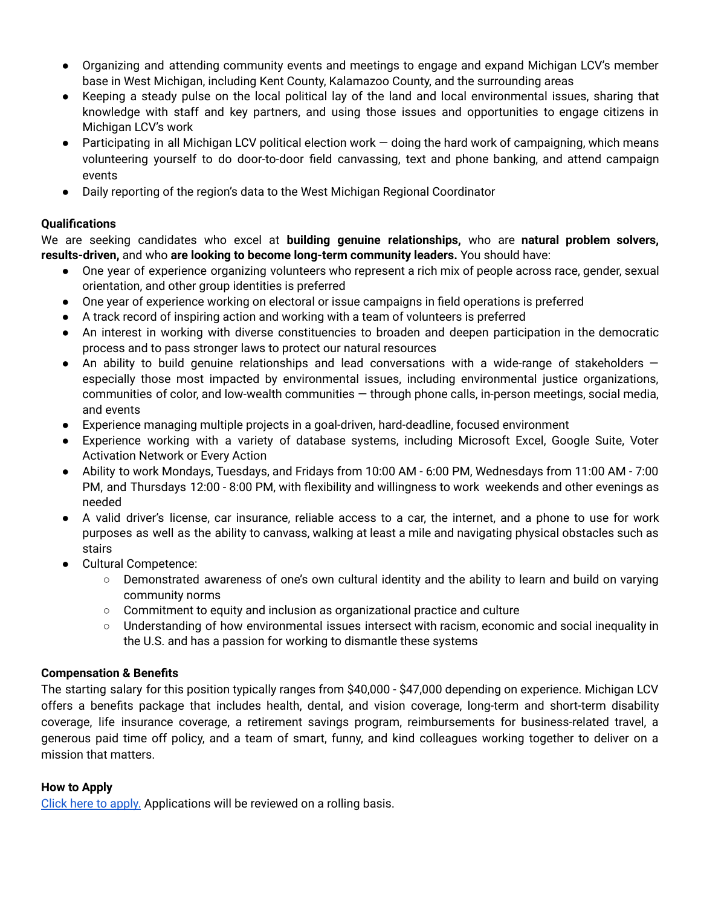- Organizing and attending community events and meetings to engage and expand Michigan LCV's member base in West Michigan, including Kent County, Kalamazoo County, and the surrounding areas
- Keeping a steady pulse on the local political lay of the land and local environmental issues, sharing that knowledge with staff and key partners, and using those issues and opportunities to engage citizens in Michigan LCV's work
- Participating in all Michigan LCV political election work — doing the hard work of campaigning, which means volunteering yourself to do door-to-door field canvassing, text and phone banking, and attend campaign events
- Daily reporting of the region's data to the West Michigan Regional Coordinator

**Qualifications**

We are seeking candidates who excel at **building genuine relationships,** who are **natural problem solvers, results-driven,** and who **are looking to become long-term community leaders.** You should have:

- One year of experience organizing volunteers who represent a rich mix of people across race, gender, sexual orientation, and other group identities is preferred
- One year of experience working on electoral or issue campaigns in field operations is preferred
- A track record of inspiring action and working with a team of volunteers is preferred
- An interest in working with diverse constituencies to broaden and deepen participation in the democratic process and to pass stronger laws to protect our natural resources
- An ability to build genuine relationships and lead conversations with a wide-range of stakeholders — especially those most impacted by environmental issues, including environmental justice organizations, communities of color, and low-wealth communities — through phone calls, in-person meetings, social media, and events
- Experience managing multiple projects in a goal-driven, hard-deadline, focused environment
- Experience working with a variety of database systems, including Microsoft Excel, Google Suite, Voter Activation Network or Every Action
- Ability to work Mondays, Tuesdays, and Fridays from 10:00 AM - 6:00 PM, Wednesdays from 11:00 AM - 7:00 PM, and Thursdays 12:00 - 8:00 PM, with flexibility and willingness to work weekends and other evenings as needed
- A valid driver's license, car insurance, reliable access to a car, the internet, and a phone to use for work purposes as well as the ability to canvass, walking at least a mile and navigating physical obstacles such as stairs
- Cultural Competence:
  - Demonstrated awareness of one's own cultural identity and the ability to learn and build on varying community norms
  - Commitment to equity and inclusion as organizational practice and culture
  - Understanding of how environmental issues intersect with racism, economic and social inequality in the U.S. and has a passion for working to dismantle these systems

**Compensation & Benefits**

The starting salary for this position typically ranges from $40,000 - $47,000 depending on experience. Michigan LCV offers a benefits package that includes health, dental, and vision coverage, long-term and short-term disability coverage, life insurance coverage, a retirement savings program, reimbursements for business-related travel, a generous paid time off policy, and a team of smart, funny, and kind colleagues working together to deliver on a mission that matters.

**How to Apply**

Click here to apply. Applications will be reviewed on a rolling basis.